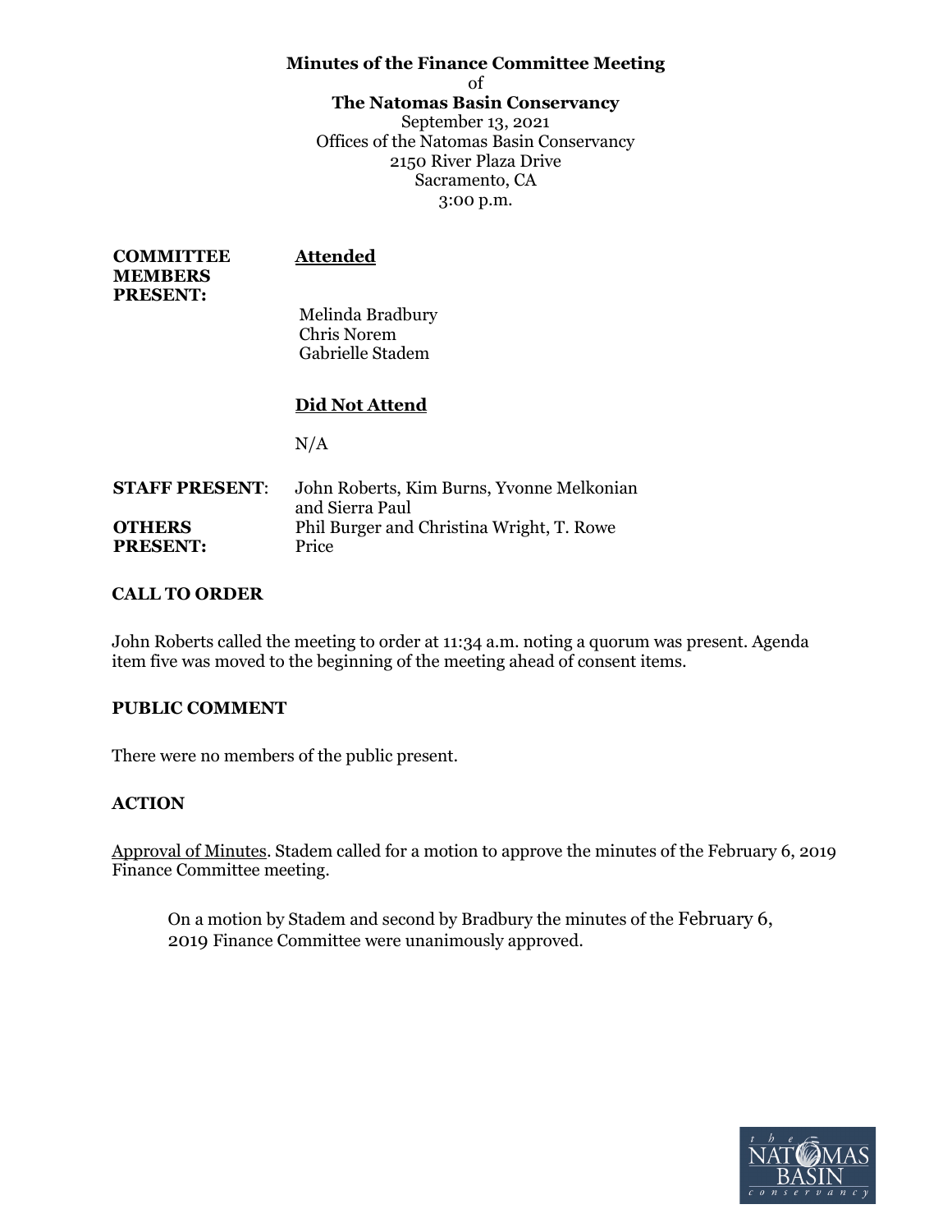**Minutes of the Finance Committee Meeting**

of

**The Natomas Basin Conservancy**

September 13, 2021

Offices of the Natomas Basin Conservancy

2150 River Plaza Drive

Sacramento, CA

3:00 p.m.

**COMMITTEE MEMBERS PRESENT:**

**Attended**

Melinda Bradbury
Chris Norem
Gabrielle Stadem

**Did Not Attend**

N/A

**STAFF PRESENT**: John Roberts, Kim Burns, Yvonne Melkonian and Sierra Paul

**OTHERS PRESENT:** Phil Burger and Christina Wright, T. Rowe Price

**CALL TO ORDER**

John Roberts called the meeting to order at 11:34 a.m. noting a quorum was present. Agenda item five was moved to the beginning of the meeting ahead of consent items.

**PUBLIC COMMENT**

There were no members of the public present.

**ACTION**

Approval of Minutes. Stadem called for a motion to approve the minutes of the February 6, 2019 Finance Committee meeting.

> On a motion by Stadem and second by Bradbury the minutes of the February 6, 2019 Finance Committee were unanimously approved.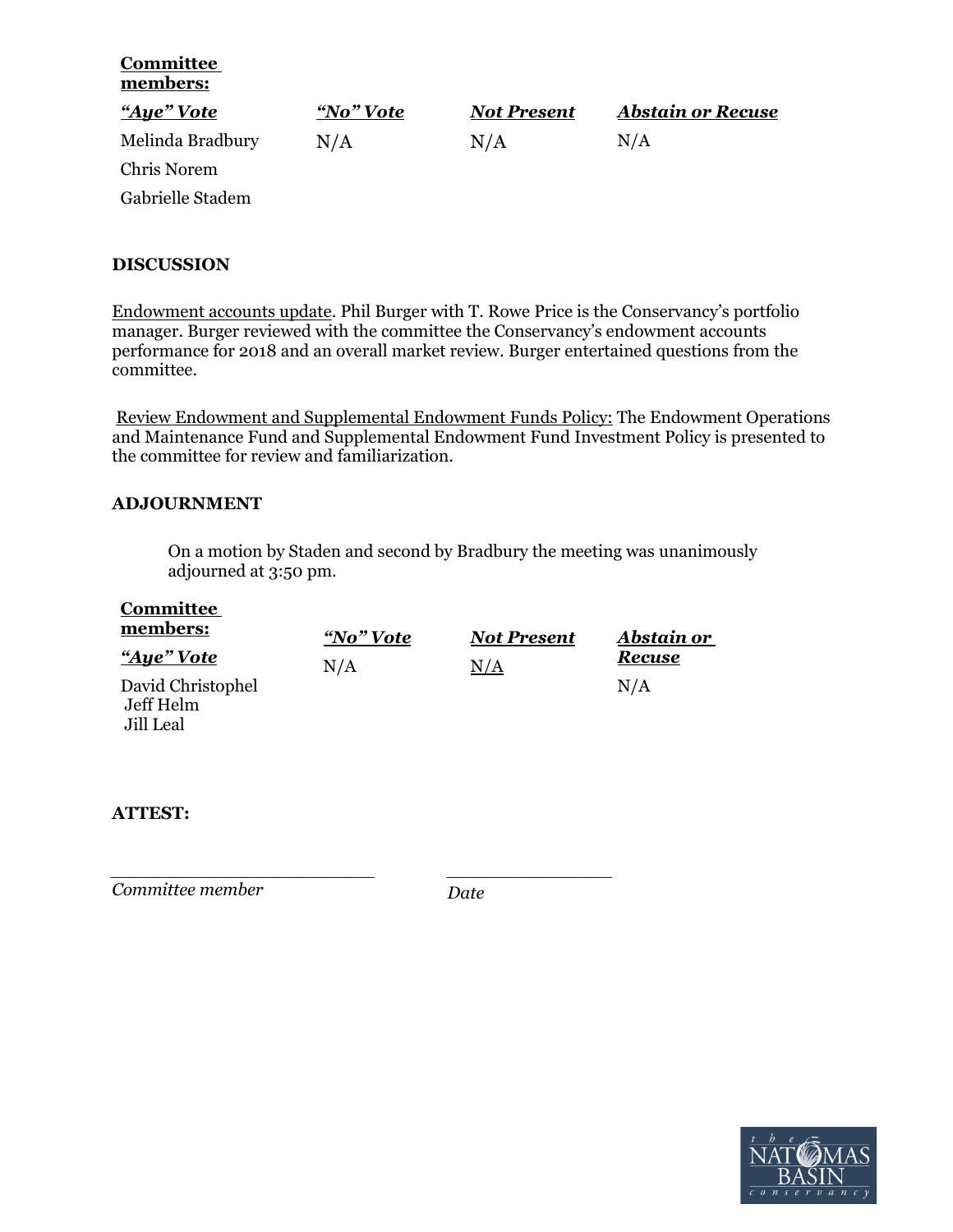**Committee members:**

| *"Aye" Vote* | *"No" Vote* | *Not Present* | *Abstain or Recuse* |
|---|---|---|---|
| Melinda Bradbury | N/A | N/A | N/A |
| Chris Norem | | | |
| Gabrielle Stadem | | | |

**DISCUSSION**

Endowment accounts update. Phil Burger with T. Rowe Price is the Conservancy's portfolio manager. Burger reviewed with the committee the Conservancy's endowment accounts performance for 2018 and an overall market review. Burger entertained questions from the committee.

Review Endowment and Supplemental Endowment Funds Policy: The Endowment Operations and Maintenance Fund and Supplemental Endowment Fund Investment Policy is presented to the committee for review and familiarization.

**ADJOURNMENT**

On a motion by Staden and second by Bradbury the meeting was unanimously adjourned at 3:50 pm.

**Committee members:**

| *"Aye" Vote* | *"No" Vote* | *Not Present* | *Abstain or Recuse* |
|---|---|---|---|
| David Christophel | N/A | N/A | N/A |
| Jeff Helm | | | |
| Jill Leal | | | |

**ATTEST:**

_________________________ _______________

*Committee member* *Date*